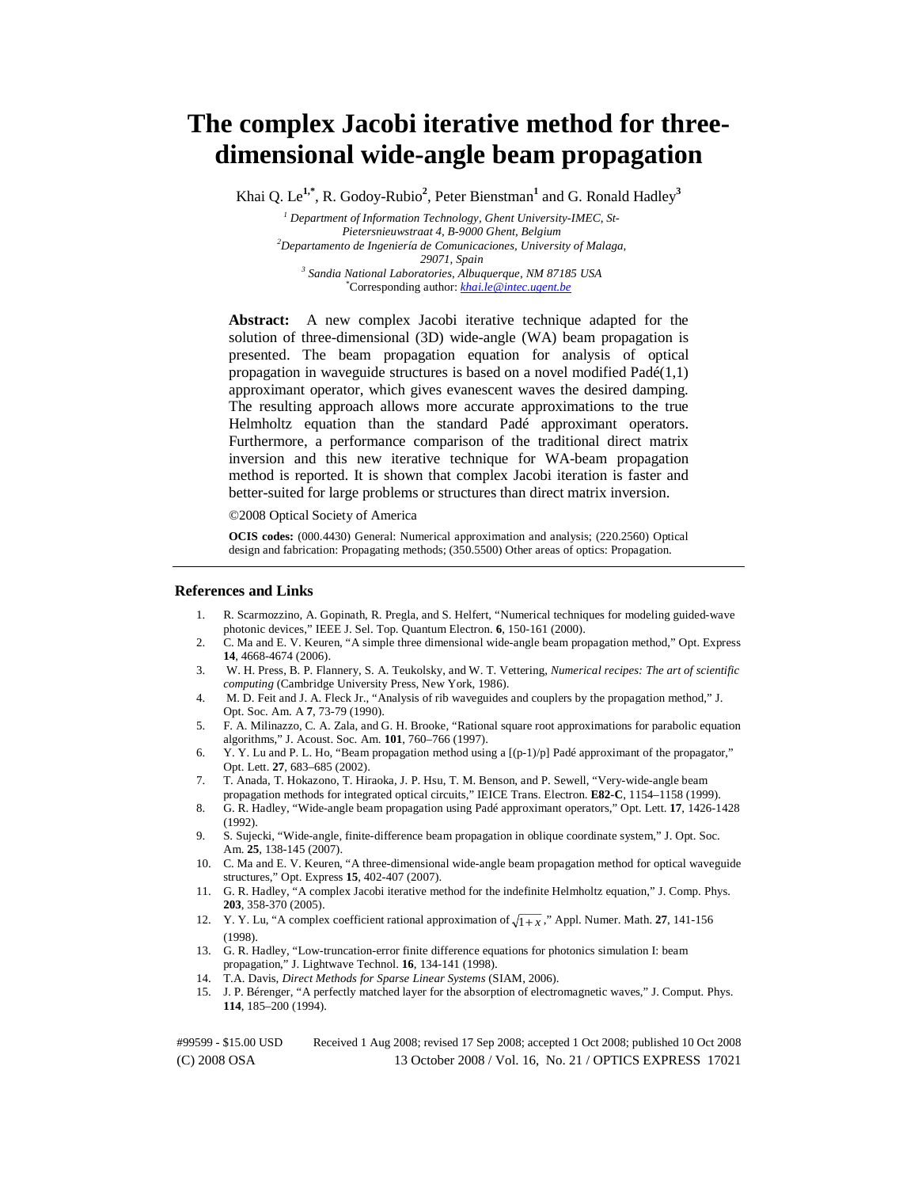# The complex Jacobi iterative method for three-dimensional wide-angle beam propagation

Khai Q. Le[1,*], R. Godoy-Rubio[2], Peter Bienstman[1] and G. Ronald Hadley[3]

[1] *Department of Information Technology, Ghent University-IMEC, St-Pietersnieuwstraat 4, B-9000 Ghent, Belgium*
[2] *Departamento de Ingeniería de Comunicaciones, University of Malaga, 29071, Spain*
[3] *Sandia National Laboratories, Albuquerque, NM 87185 USA*
[*] Corresponding author: *khai.le@intec.ugent.be*

**Abstract:** A new complex Jacobi iterative technique adapted for the solution of three-dimensional (3D) wide-angle (WA) beam propagation is presented. The beam propagation equation for analysis of optical propagation in waveguide structures is based on a novel modified Padé(1,1) approximant operator, which gives evanescent waves the desired damping. The resulting approach allows more accurate approximations to the true Helmholtz equation than the standard Padé approximant operators. Furthermore, a performance comparison of the traditional direct matrix inversion and this new iterative technique for WA-beam propagation method is reported. It is shown that complex Jacobi iteration is faster and better-suited for large problems or structures than direct matrix inversion.

©2008 Optical Society of America

**OCIS codes:** (000.4430) General: Numerical approximation and analysis; (220.2560) Optical design and fabrication: Propagating methods; (350.5500) Other areas of optics: Propagation.

## References and Links

1. R. Scarmozzino, A. Gopinath, R. Pregla, and S. Helfert, "Numerical techniques for modeling guided-wave photonic devices," IEEE J. Sel. Top. Quantum Electron. **6**, 150-161 (2000).
2. C. Ma and E. V. Keuren, "A simple three dimensional wide-angle beam propagation method," Opt. Express **14**, 4668-4674 (2006).
3. W. H. Press, B. P. Flannery, S. A. Teukolsky, and W. T. Vettering, *Numerical recipes: The art of scientific computing* (Cambridge University Press, New York, 1986).
4. M. D. Feit and J. A. Fleck Jr., "Analysis of rib waveguides and couplers by the propagation method," J. Opt. Soc. Am. A **7**, 73-79 (1990).
5. F. A. Milinazzo, C. A. Zala, and G. H. Brooke, "Rational square root approximations for parabolic equation algorithms," J. Acoust. Soc. Am. **101**, 760–766 (1997).
6. Y. Y. Lu and P. L. Ho, "Beam propagation method using a [(p-1)/p] Padé approximant of the propagator," Opt. Lett. **27**, 683–685 (2002).
7. T. Anada, T. Hokazono, T. Hiraoka, J. P. Hsu, T. M. Benson, and P. Sewell, "Very-wide-angle beam propagation methods for integrated optical circuits," IEICE Trans. Electron. **E82-C**, 1154–1158 (1999).
8. G. R. Hadley, "Wide-angle beam propagation using Padé approximant operators," Opt. Lett. **17**, 1426-1428 (1992).
9. S. Sujecki, "Wide-angle, finite-difference beam propagation in oblique coordinate system," J. Opt. Soc. Am. **25**, 138-145 (2007).
10. C. Ma and E. V. Keuren, "A three-dimensional wide-angle beam propagation method for optical waveguide structures," Opt. Express **15**, 402-407 (2007).
11. G. R. Hadley, "A complex Jacobi iterative method for the indefinite Helmholtz equation," J. Comp. Phys. **203**, 358-370 (2005).
12. Y. Y. Lu, "A complex coefficient rational approximation of $\sqrt{1+x}$," Appl. Numer. Math. **27**, 141-156 (1998).
13. G. R. Hadley, "Low-truncation-error finite difference equations for photonics simulation I: beam propagation," J. Lightwave Technol. **16**, 134-141 (1998).
14. T.A. Davis, *Direct Methods for Sparse Linear Systems* (SIAM, 2006).
15. J. P. Bérenger, "A perfectly matched layer for the absorption of electromagnetic waves," J. Comput. Phys. **114**, 185–200 (1994).

#99599 - $15.00 USD Received 1 Aug 2008; revised 17 Sep 2008; accepted 1 Oct 2008; published 10 Oct 2008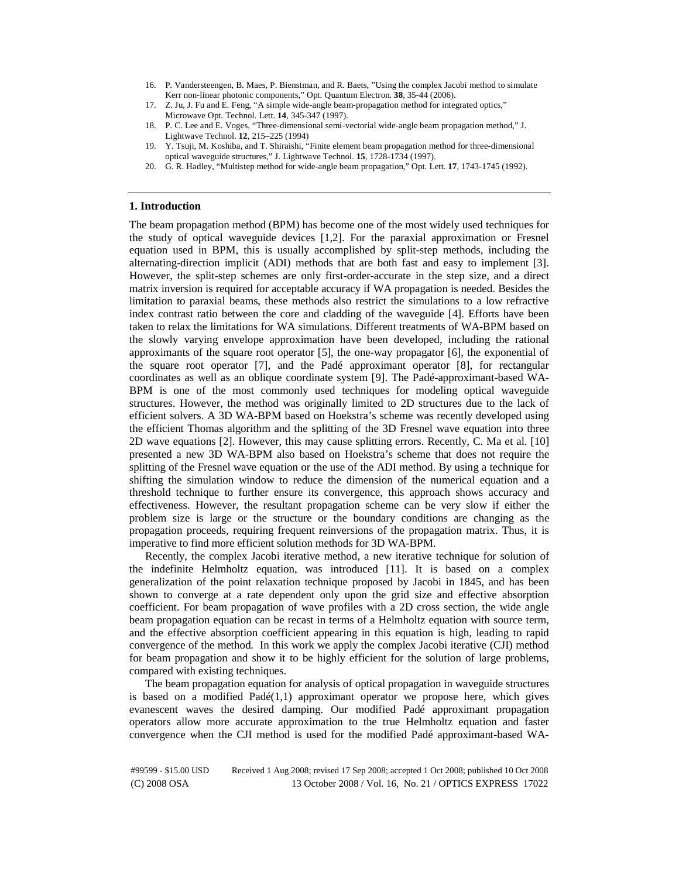16. P. Vandersteengen, B. Maes, P. Bienstman, and R. Baets, "Using the complex Jacobi method to simulate Kerr non-linear photonic components," Opt. Quantum Electron. **38**, 35-44 (2006).
17. Z. Ju, J. Fu and E. Feng, "A simple wide-angle beam-propagation method for integrated optics," Microwave Opt. Technol. Lett. **14**, 345-347 (1997).
18. P. C. Lee and E. Voges, "Three-dimensional semi-vectorial wide-angle beam propagation method," J. Lightwave Technol. **12**, 215–225 (1994)
19. Y. Tsuji, M. Koshiba, and T. Shiraishi, "Finite element beam propagation method for three-dimensional optical waveguide structures," J. Lightwave Technol. **15**, 1728-1734 (1997).
20. G. R. Hadley, "Multistep method for wide-angle beam propagation," Opt. Lett. **17**, 1743-1745 (1992).

## 1. Introduction

The beam propagation method (BPM) has become one of the most widely used techniques for the study of optical waveguide devices [1,2]. For the paraxial approximation or Fresnel equation used in BPM, this is usually accomplished by split-step methods, including the alternating-direction implicit (ADI) methods that are both fast and easy to implement [3]. However, the split-step schemes are only first-order-accurate in the step size, and a direct matrix inversion is required for acceptable accuracy if WA propagation is needed. Besides the limitation to paraxial beams, these methods also restrict the simulations to a low refractive index contrast ratio between the core and cladding of the waveguide [4]. Efforts have been taken to relax the limitations for WA simulations. Different treatments of WA-BPM based on the slowly varying envelope approximation have been developed, including the rational approximants of the square root operator [5], the one-way propagator [6], the exponential of the square root operator [7], and the Padé approximant operator [8], for rectangular coordinates as well as an oblique coordinate system [9]. The Padé-approximant-based WA-BPM is one of the most commonly used techniques for modeling optical waveguide structures. However, the method was originally limited to 2D structures due to the lack of efficient solvers. A 3D WA-BPM based on Hoekstra's scheme was recently developed using the efficient Thomas algorithm and the splitting of the 3D Fresnel wave equation into three 2D wave equations [2]. However, this may cause splitting errors. Recently, C. Ma et al. [10] presented a new 3D WA-BPM also based on Hoekstra's scheme that does not require the splitting of the Fresnel wave equation or the use of the ADI method. By using a technique for shifting the simulation window to reduce the dimension of the numerical equation and a threshold technique to further ensure its convergence, this approach shows accuracy and effectiveness. However, the resultant propagation scheme can be very slow if either the problem size is large or the structure or the boundary conditions are changing as the propagation proceeds, requiring frequent reinversions of the propagation matrix. Thus, it is imperative to find more efficient solution methods for 3D WA-BPM.

Recently, the complex Jacobi iterative method, a new iterative technique for solution of the indefinite Helmholtz equation, was introduced [11]. It is based on a complex generalization of the point relaxation technique proposed by Jacobi in 1845, and has been shown to converge at a rate dependent only upon the grid size and effective absorption coefficient. For beam propagation of wave profiles with a 2D cross section, the wide angle beam propagation equation can be recast in terms of a Helmholtz equation with source term, and the effective absorption coefficient appearing in this equation is high, leading to rapid convergence of the method. In this work we apply the complex Jacobi iterative (CJI) method for beam propagation and show it to be highly efficient for the solution of large problems, compared with existing techniques.

The beam propagation equation for analysis of optical propagation in waveguide structures is based on a modified Padé(1,1) approximant operator we propose here, which gives evanescent waves the desired damping. Our modified Padé approximant propagation operators allow more accurate approximation to the true Helmholtz equation and faster convergence when the CJI method is used for the modified Padé approximant-based WA-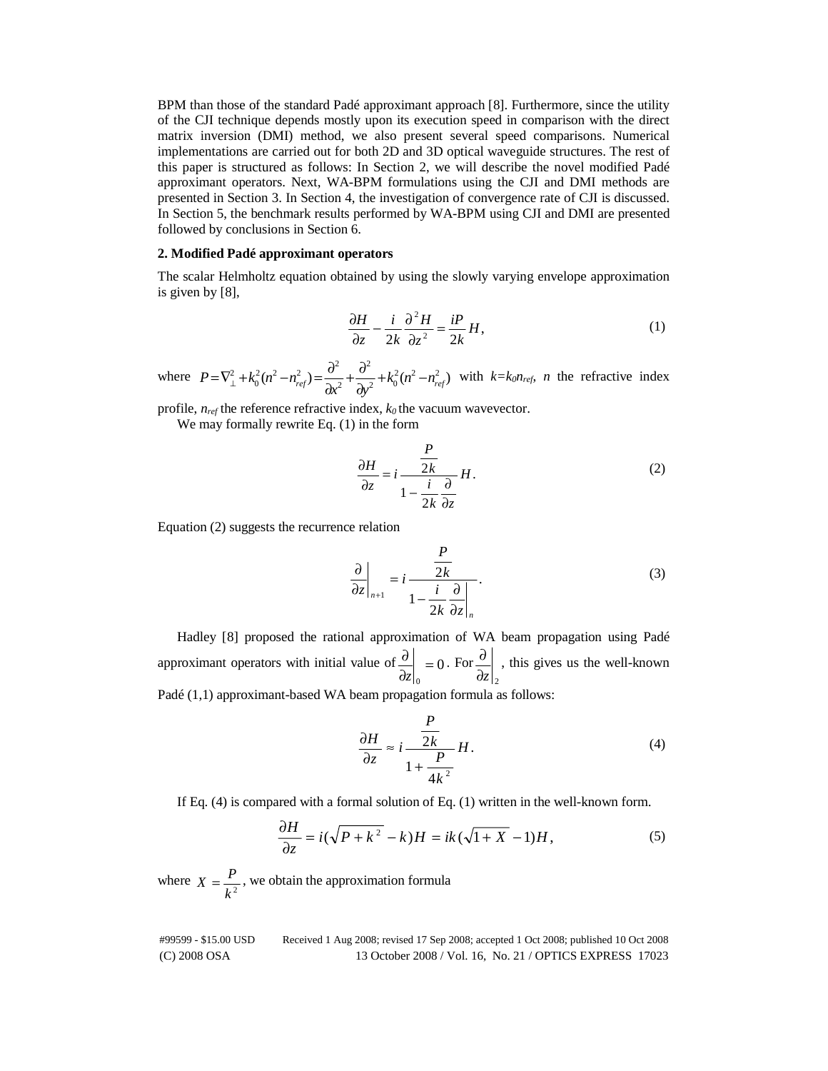BPM than those of the standard Padé approximant approach [8]. Furthermore, since the utility of the CJI technique depends mostly upon its execution speed in comparison with the direct matrix inversion (DMI) method, we also present several speed comparisons. Numerical implementations are carried out for both 2D and 3D optical waveguide structures. The rest of this paper is structured as follows: In Section 2, we will describe the novel modified Padé approximant operators. Next, WA-BPM formulations using the CJI and DMI methods are presented in Section 3. In Section 4, the investigation of convergence rate of CJI is discussed. In Section 5, the benchmark results performed by WA-BPM using CJI and DMI are presented followed by conclusions in Section 6.

## 2. Modified Padé approximant operators

The scalar Helmholtz equation obtained by using the slowly varying envelope approximation is given by [8],

$$\frac{\partial H}{\partial z} - \frac{i}{2k}\frac{\partial^2 H}{\partial z^2} = \frac{iP}{2k}H, \tag{1}$$

where $P = \nabla_{\perp}^2 + k_0^2(n^2 - n_{ref}^2) = \frac{\partial^2}{\partial x^2} + \frac{\partial^2}{\partial y^2} + k_0^2(n^2 - n_{ref}^2)$ with $k = k_0 n_{ref}$, $n$ the refractive index profile, $n_{ref}$ the reference refractive index, $k_0$ the vacuum wavevector.

We may formally rewrite Eq. (1) in the form

$$\frac{\partial H}{\partial z} = i\frac{\dfrac{P}{2k}}{1 - \dfrac{i}{2k}\dfrac{\partial}{\partial z}}H. \tag{2}$$

Equation (2) suggests the recurrence relation

$$\left.\frac{\partial}{\partial z}\right|_{n+1} = i\frac{\dfrac{P}{2k}}{1 - \dfrac{i}{2k}\left.\dfrac{\partial}{\partial z}\right|_{n}}. \tag{3}$$

Hadley [8] proposed the rational approximation of WA beam propagation using Padé approximant operators with initial value of $\left.\frac{\partial}{\partial z}\right|_0 = 0$. For $\left.\frac{\partial}{\partial z}\right|_2$, this gives us the well-known Padé (1,1) approximant-based WA beam propagation formula as follows:

$$\frac{\partial H}{\partial z} \approx i\frac{\dfrac{P}{2k}}{1 + \dfrac{P}{4k^2}}H. \tag{4}$$

If Eq. (4) is compared with a formal solution of Eq. (1) written in the well-known form.

$$\frac{\partial H}{\partial z} = i(\sqrt{P + k^2} - k)H = ik(\sqrt{1 + X} - 1)H, \tag{5}$$

where $X = \frac{P}{k^2}$, we obtain the approximation formula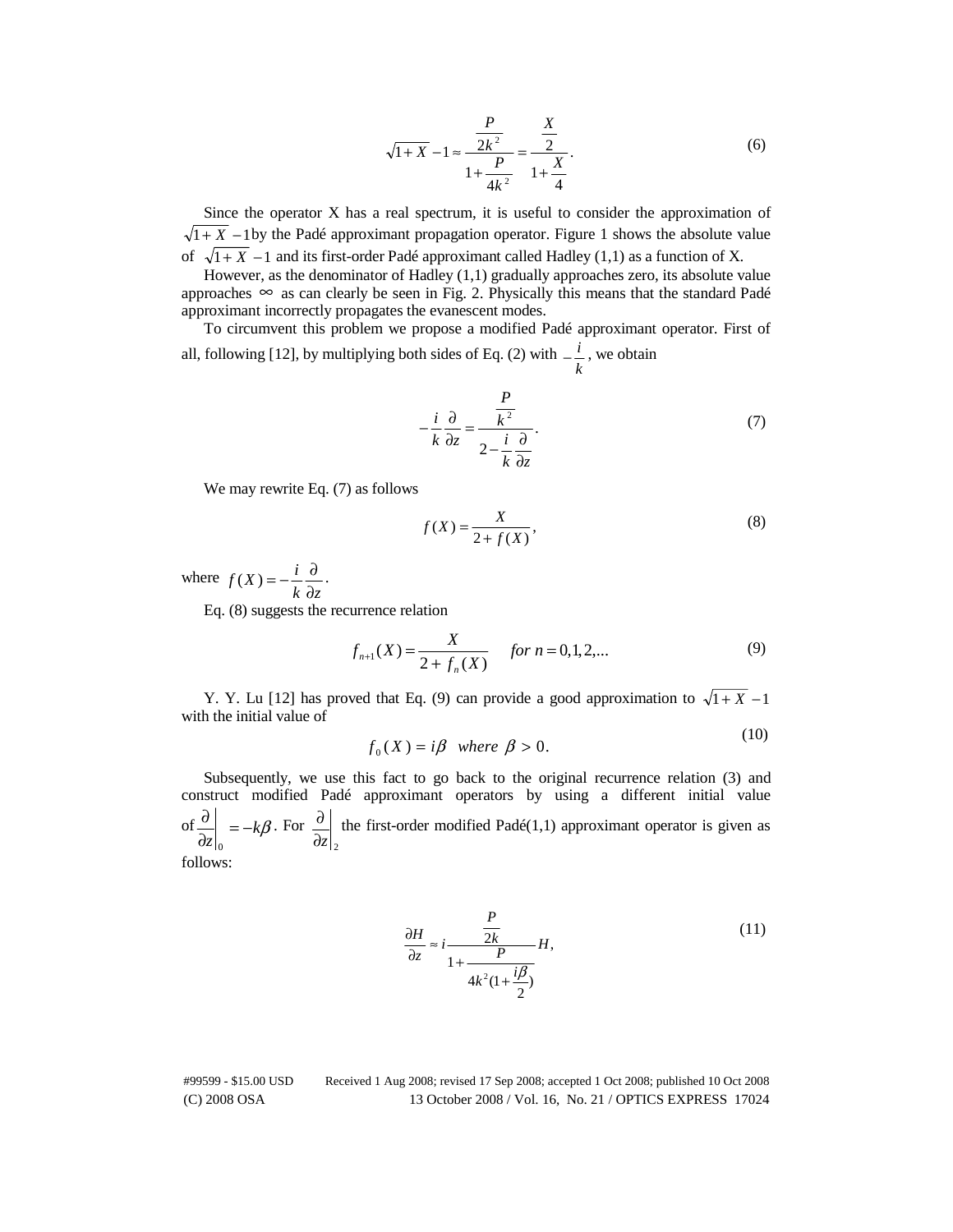$$\sqrt{1+X}-1 \approx \frac{\frac{P}{2k^2}}{1+\frac{P}{4k^2}} = \frac{\frac{X}{2}}{1+\frac{X}{4}}. \tag{6}$$

Since the operator X has a real spectrum, it is useful to consider the approximation of $\sqrt{1+X}-1$ by the Padé approximant propagation operator. Figure 1 shows the absolute value of $\sqrt{1+X}-1$ and its first-order Padé approximant called Hadley (1,1) as a function of X.

However, as the denominator of Hadley (1,1) gradually approaches zero, its absolute value approaches $\infty$ as can clearly be seen in Fig. 2. Physically this means that the standard Padé approximant incorrectly propagates the evanescent modes.

To circumvent this problem we propose a modified Padé approximant operator. First of all, following [12], by multiplying both sides of Eq. (2) with $-\frac{i}{k}$, we obtain

$$-\frac{i}{k}\frac{\partial}{\partial z} = \frac{\frac{P}{k^2}}{2-\frac{i}{k}\frac{\partial}{\partial z}}. \tag{7}$$

We may rewrite Eq. (7) as follows

$$f(X) = \frac{X}{2+f(X)}, \tag{8}$$

where $f(X) = -\frac{i}{k}\frac{\partial}{\partial z}$.

Eq. (8) suggests the recurrence relation

$$f_{n+1}(X) = \frac{X}{2+f_n(X)} \quad for\ n = 0,1,2,... \tag{9}$$

Y. Y. Lu [12] has proved that Eq. (9) can provide a good approximation to $\sqrt{1+X}-1$ with the initial value of

$$f_0(X) = i\beta \quad where\ \beta > 0. \tag{10}$$

Subsequently, we use this fact to go back to the original recurrence relation (3) and construct modified Padé approximant operators by using a different initial value of $\left.\frac{\partial}{\partial z}\right|_0 = -k\beta$. For $\left.\frac{\partial}{\partial z}\right|_2$ the first-order modified Padé(1,1) approximant operator is given as follows:

$$\frac{\partial H}{\partial z} \approx i\frac{\frac{P}{2k}}{1+\frac{P}{4k^2(1+\frac{i\beta}{2})}}H, \tag{11}$$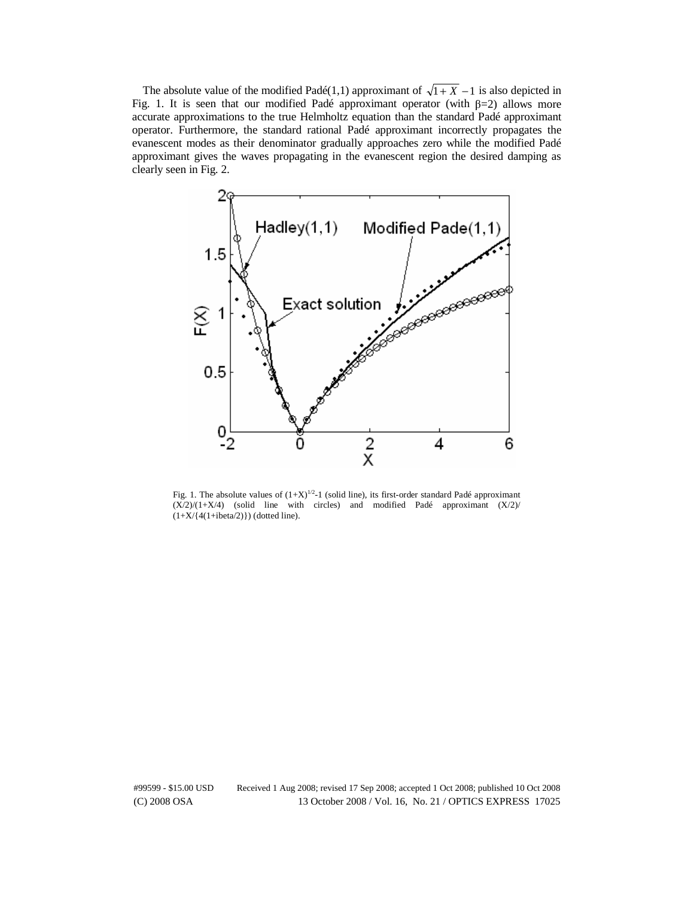The absolute value of the modified Padé(1,1) approximant of $\sqrt{1+X}-1$ is also depicted in Fig. 1. It is seen that our modified Padé approximant operator (with $\beta$=2) allows more accurate approximations to the true Helmholtz equation than the standard Padé approximant operator. Furthermore, the standard rational Padé approximant incorrectly propagates the evanescent modes as their denominator gradually approaches zero while the modified Padé approximant gives the waves propagating in the evanescent region the desired damping as clearly seen in Fig. 2.

Fig. 1. The absolute values of $(1+X)^{1/2}$-1 (solid line), its first-order standard Padé approximant (X/2)/(1+X/4) (solid line with circles) and modified Padé approximant (X/2)/ (1+X/{4(1+ibeta/2)}) (dotted line).

#99599 - $15.00 USD Received 1 Aug 2008; revised 17 Sep 2008; accepted 1 Oct 2008; published 10 Oct 2008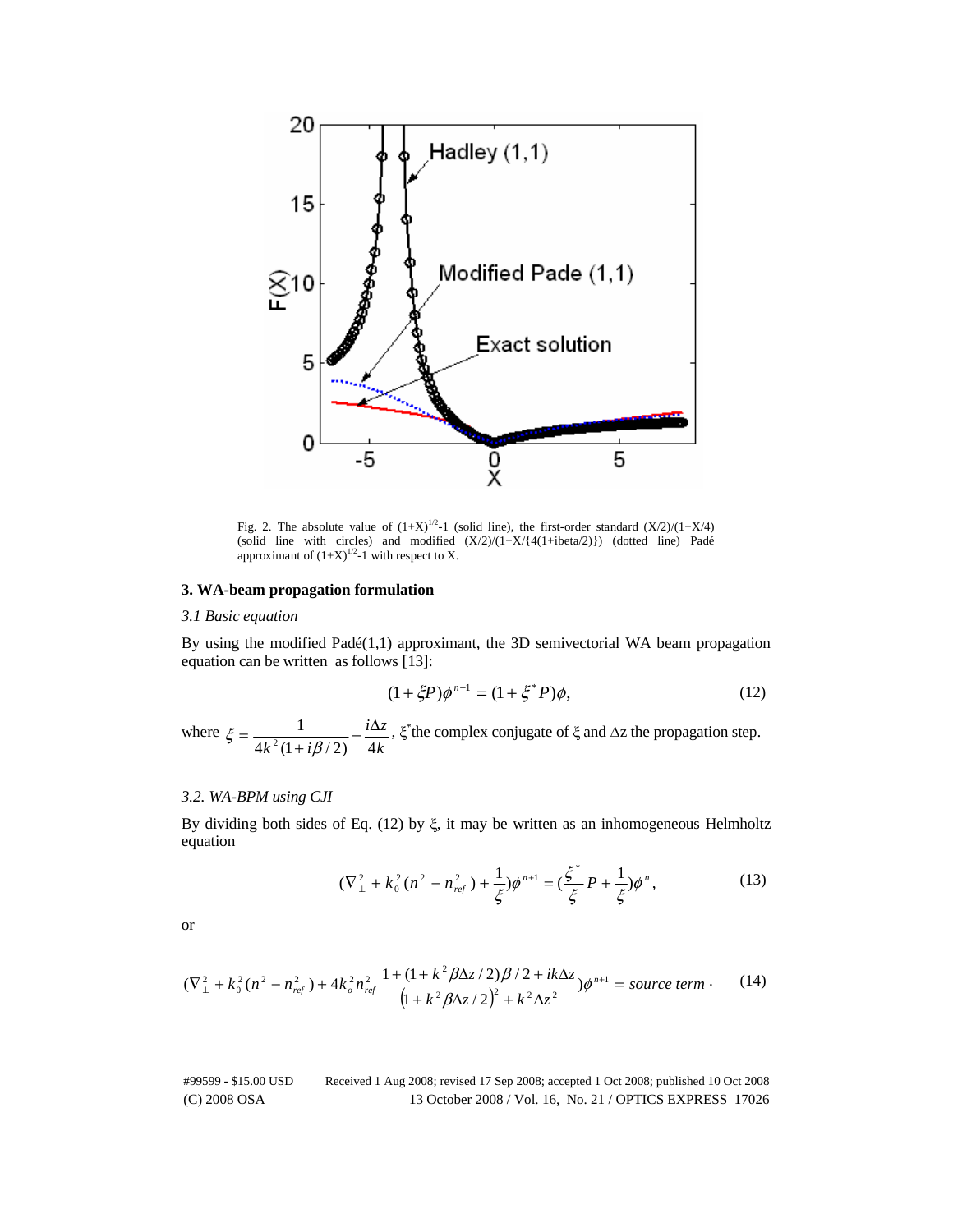Fig. 2. The absolute value of $(1+X)^{1/2}$-1 (solid line), the first-order standard $(X/2)/(1+X/4)$ (solid line with circles) and modified $(X/2)/(1+X/\{4(1+ibeta/2)\})$ (dotted line) Padé approximant of $(1+X)^{1/2}$-1 with respect to X.

### 3. WA-beam propagation formulation

#### *3.1 Basic equation*

By using the modified Padé(1,1) approximant, the 3D semivectorial WA beam propagation equation can be written as follows [13]:

$$(1+\xi P)\phi^{n+1} = (1+\xi^* P)\phi, \tag{12}$$

where $\xi = \dfrac{1}{4k^2(1+i\beta/2)} - \dfrac{i\Delta z}{4k}$, $\xi^*$the complex conjugate of $\xi$ and $\Delta z$ the propagation step.

#### *3.2. WA-BPM using CJI*

By dividing both sides of Eq. (12) by $\xi$, it may be written as an inhomogeneous Helmholtz equation

$$(\nabla_\perp^2 + k_0^2(n^2 - n_{ref}^2) + \frac{1}{\xi})\phi^{n+1} = (\frac{\xi^*}{\xi}P + \frac{1}{\xi})\phi^n, \tag{13}$$

or

$$(\nabla_\perp^2 + k_0^2(n^2 - n_{ref}^2) + 4k_o^2 n_{ref}^2 \frac{1+(1+k^2\beta\Delta z/2)\beta/2 + ik\Delta z}{\left(1+k^2\beta\Delta z/2\right)^2 + k^2\Delta z^2})\phi^{n+1} = source\ term\,. \tag{14}$$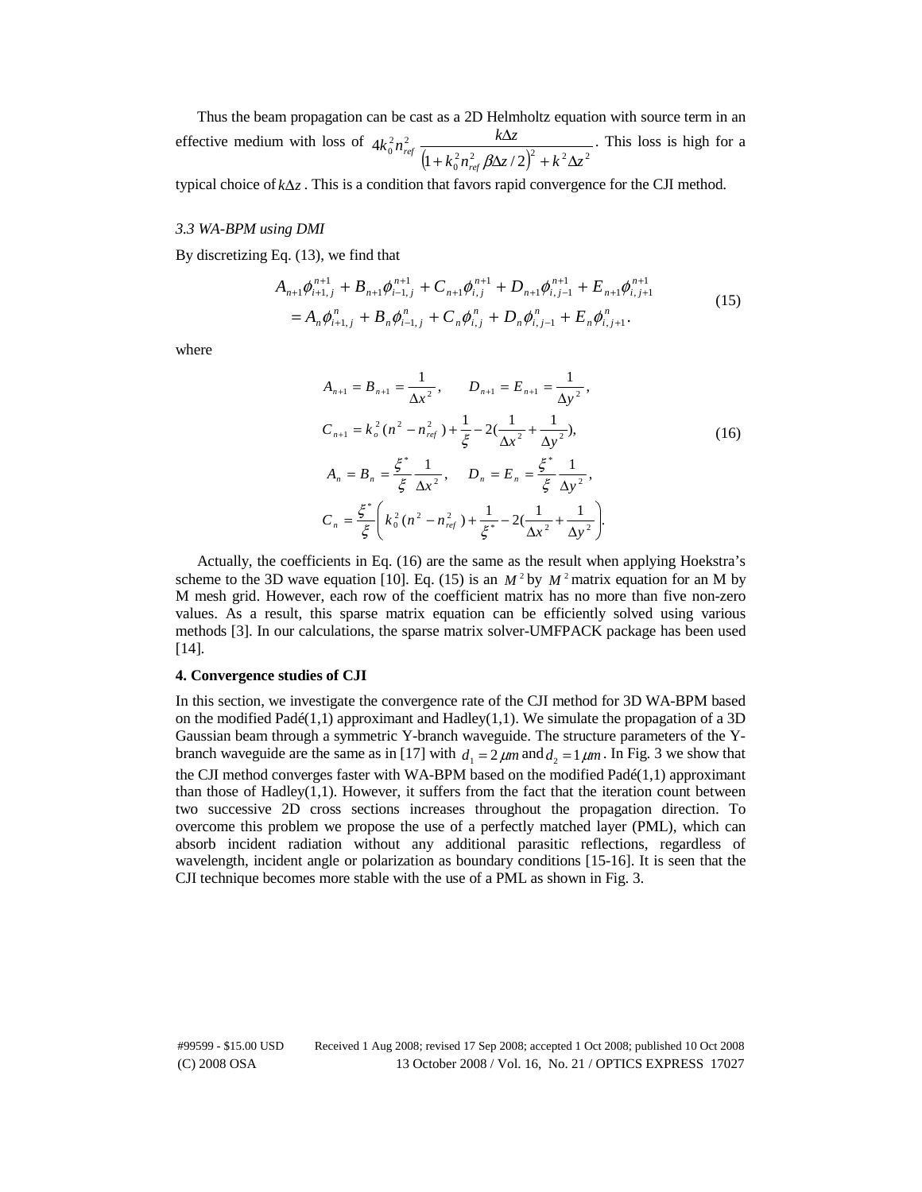Thus the beam propagation can be cast as a 2D Helmholtz equation with source term in an effective medium with loss of $4k_0^2 n_{ref}^2 \dfrac{k\Delta z}{\left(1+k_0^2 n_{ref}^2 \beta\Delta z/2\right)^2 + k^2 \Delta z^2}$. This loss is high for a typical choice of $k\Delta z$. This is a condition that favors rapid convergence for the CJI method.

### *3.3 WA-BPM using DMI*

By discretizing Eq. (13), we find that

$$
\begin{aligned}
&A_{n+1}\phi_{i+1,j}^{n+1} + B_{n+1}\phi_{i-1,j}^{n+1} + C_{n+1}\phi_{i,j}^{n+1} + D_{n+1}\phi_{i,j-1}^{n+1} + E_{n+1}\phi_{i,j+1}^{n+1} \\
&= A_n\phi_{i+1,j}^{n} + B_n\phi_{i-1,j}^{n} + C_n\phi_{i,j}^{n} + D_n\phi_{i,j-1}^{n} + E_n\phi_{i,j+1}^{n}.
\end{aligned}
\tag{15}
$$

where

$$
\begin{aligned}
&A_{n+1} = B_{n+1} = \frac{1}{\Delta x^2}, \qquad D_{n+1} = E_{n+1} = \frac{1}{\Delta y^2}, \\
&C_{n+1} = k_o^2(n^2 - n_{ref}^2) + \frac{1}{\xi} - 2\left(\frac{1}{\Delta x^2} + \frac{1}{\Delta y^2}\right), \\
&A_n = B_n = \frac{\xi^*}{\xi}\frac{1}{\Delta x^2}, \quad D_n = E_n = \frac{\xi^*}{\xi}\frac{1}{\Delta y^2}, \\
&C_n = \frac{\xi^*}{\xi}\left(k_0^2(n^2 - n_{ref}^2) + \frac{1}{\xi^*} - 2\left(\frac{1}{\Delta x^2} + \frac{1}{\Delta y^2}\right)\right).
\end{aligned}
\tag{16}
$$

Actually, the coefficients in Eq. (16) are the same as the result when applying Hoekstra's scheme to the 3D wave equation [10]. Eq. (15) is an $M^2$ by $M^2$ matrix equation for an M by M mesh grid. However, each row of the coefficient matrix has no more than five non-zero values. As a result, this sparse matrix equation can be efficiently solved using various methods [3]. In our calculations, the sparse matrix solver-UMFPACK package has been used [14].

## 4. Convergence studies of CJI

In this section, we investigate the convergence rate of the CJI method for 3D WA-BPM based on the modified Padé(1,1) approximant and Hadley(1,1). We simulate the propagation of a 3D Gaussian beam through a symmetric Y-branch waveguide. The structure parameters of the Y-branch waveguide are the same as in [17] with $d_1 = 2\,\mu m$ and $d_2 = 1\,\mu m$. In Fig. 3 we show that the CJI method converges faster with WA-BPM based on the modified Padé(1,1) approximant than those of Hadley(1,1). However, it suffers from the fact that the iteration count between two successive 2D cross sections increases throughout the propagation direction. To overcome this problem we propose the use of a perfectly matched layer (PML), which can absorb incident radiation without any additional parasitic reflections, regardless of wavelength, incident angle or polarization as boundary conditions [15-16]. It is seen that the CJI technique becomes more stable with the use of a PML as shown in Fig. 3.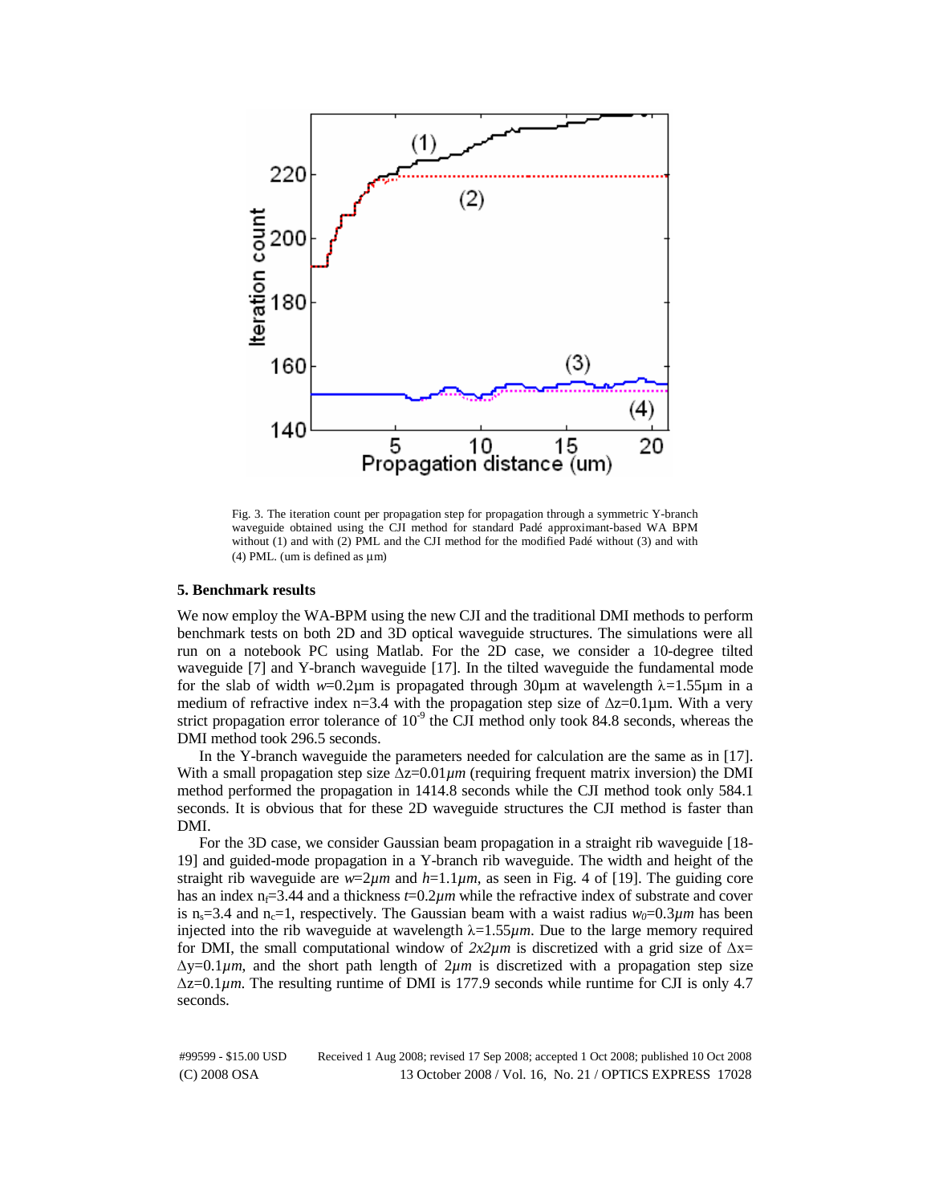Fig. 3. The iteration count per propagation step for propagation through a symmetric Y-branch waveguide obtained using the CJI method for standard Padé approximant-based WA BPM without (1) and with (2) PML and the CJI method for the modified Padé without (3) and with (4) PML. (um is defined as μm)

## 5. Benchmark results

We now employ the WA-BPM using the new CJI and the traditional DMI methods to perform benchmark tests on both 2D and 3D optical waveguide structures. The simulations were all run on a notebook PC using Matlab. For the 2D case, we consider a 10-degree tilted waveguide [7] and Y-branch waveguide [17]. In the tilted waveguide the fundamental mode for the slab of width $w$=0.2μm is propagated through 30μm at wavelength $\lambda$=1.55μm in a medium of refractive index n=3.4 with the propagation step size of $\Delta z$=0.1μm. With a very strict propagation error tolerance of $10^{-9}$ the CJI method only took 84.8 seconds, whereas the DMI method took 296.5 seconds.

In the Y-branch waveguide the parameters needed for calculation are the same as in [17]. With a small propagation step size $\Delta z$=0.01$\mu m$ (requiring frequent matrix inversion) the DMI method performed the propagation in 1414.8 seconds while the CJI method took only 584.1 seconds. It is obvious that for these 2D waveguide structures the CJI method is faster than DMI.

For the 3D case, we consider Gaussian beam propagation in a straight rib waveguide [18-19] and guided-mode propagation in a Y-branch rib waveguide. The width and height of the straight rib waveguide are $w$=2$\mu m$ and $h$=1.1$\mu m$, as seen in Fig. 4 of [19]. The guiding core has an index $n_f$=3.44 and a thickness $t$=0.2$\mu m$ while the refractive index of substrate and cover is $n_s$=3.4 and $n_c$=1, respectively. The Gaussian beam with a waist radius $w_0$=0.3$\mu m$ has been injected into the rib waveguide at wavelength $\lambda$=1.55$\mu m$. Due to the large memory required for DMI, the small computational window of *2x2μm* is discretized with a grid size of $\Delta x$= $\Delta y$=0.1$\mu m$, and the short path length of 2$\mu m$ is discretized with a propagation step size $\Delta z$=0.1$\mu m$. The resulting runtime of DMI is 177.9 seconds while runtime for CJI is only 4.7 seconds.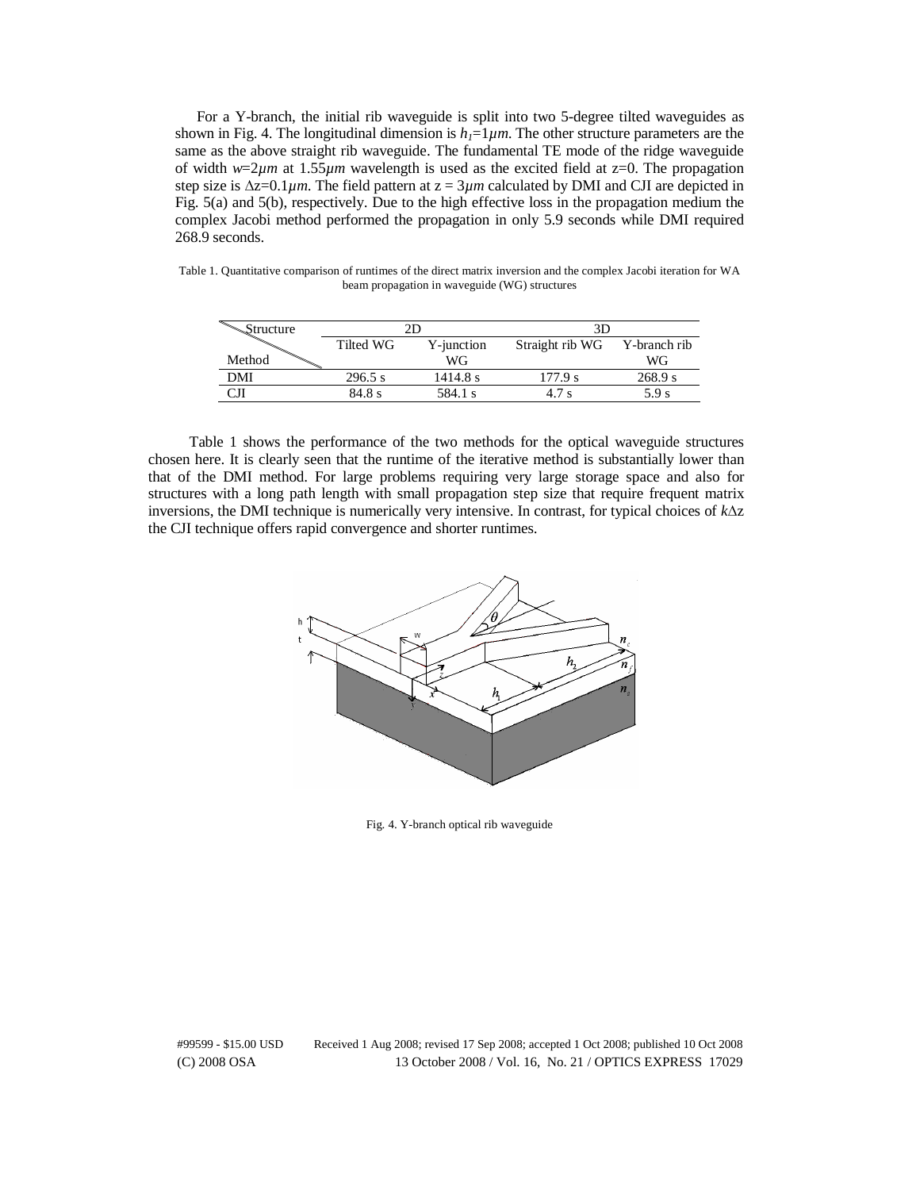For a Y-branch, the initial rib waveguide is split into two 5-degree tilted waveguides as shown in Fig. 4. The longitudinal dimension is $h_1$=1$\mu m$. The other structure parameters are the same as the above straight rib waveguide. The fundamental TE mode of the ridge waveguide of width $w$=2$\mu m$ at 1.55$\mu m$ wavelength is used as the excited field at z=0. The propagation step size is $\Delta$z=0.1$\mu m$. The field pattern at z = 3$\mu m$ calculated by DMI and CJI are depicted in Fig. 5(a) and 5(b), respectively. Due to the high effective loss in the propagation medium the complex Jacobi method performed the propagation in only 5.9 seconds while DMI required 268.9 seconds.

Table 1. Quantitative comparison of runtimes of the direct matrix inversion and the complex Jacobi iteration for WA beam propagation in waveguide (WG) structures

| Structure / Method | 2D | | 3D | |
|---|---|---|---|---|
| | Tilted WG | Y-junction WG | Straight rib WG | Y-branch rib WG |
| DMI | 296.5 s | 1414.8 s | 177.9 s | 268.9 s |
| CJI | 84.8 s | 584.1 s | 4.7 s | 5.9 s |

Table 1 shows the performance of the two methods for the optical waveguide structures chosen here. It is clearly seen that the runtime of the iterative method is substantially lower than that of the DMI method. For large problems requiring very large storage space and also for structures with a long path length with small propagation step size that require frequent matrix inversions, the DMI technique is numerically very intensive. In contrast, for typical choices of $k\Delta$z the CJI technique offers rapid convergence and shorter runtimes.

Fig. 4. Y-branch optical rib waveguide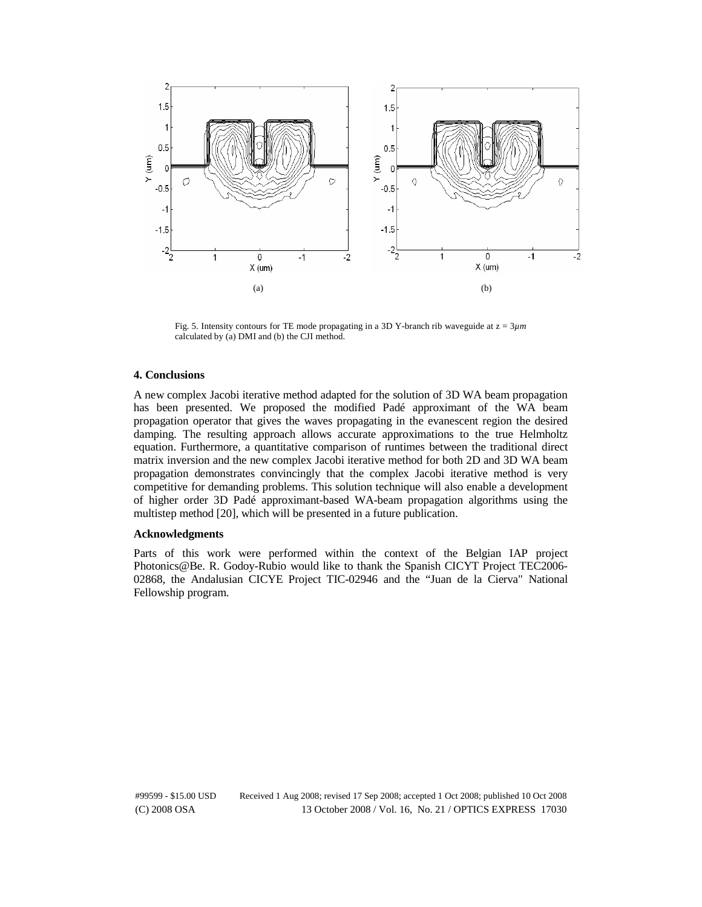Y (um)

2
1.5
1
0.5
0
-0.5
-1
-1.5
-2

2 1 0 -1 -2

X (um)

(a)

Y (um)

2
1.5
1
0.5
0
-0.5
-1
-1.5
-2

2 1 0 -1 -2

X (um)

(b)

Fig. 5. Intensity contours for TE mode propagating in a 3D Y-branch rib waveguide at $z = 3\mu m$ calculated by (a) DMI and (b) the CJI method.

**4. Conclusions**

A new complex Jacobi iterative method adapted for the solution of 3D WA beam propagation has been presented. We proposed the modified Padé approximant of the WA beam propagation operator that gives the waves propagating in the evanescent region the desired damping. The resulting approach allows accurate approximations to the true Helmholtz equation. Furthermore, a quantitative comparison of runtimes between the traditional direct matrix inversion and the new complex Jacobi iterative method for both 2D and 3D WA beam propagation demonstrates convincingly that the complex Jacobi iterative method is very competitive for demanding problems. This solution technique will also enable a development of higher order 3D Padé approximant-based WA-beam propagation algorithms using the multistep method [20], which will be presented in a future publication.

**Acknowledgments**

Parts of this work were performed within the context of the Belgian IAP project Photonics@Be. R. Godoy-Rubio would like to thank the Spanish CICYT Project TEC2006-02868, the Andalusian CICYE Project TIC-02946 and the "Juan de la Cierva" National Fellowship program.

#99599 - $15.00 USD Received 1 Aug 2008; revised 17 Sep 2008; accepted 1 Oct 2008; published 10 Oct 2008